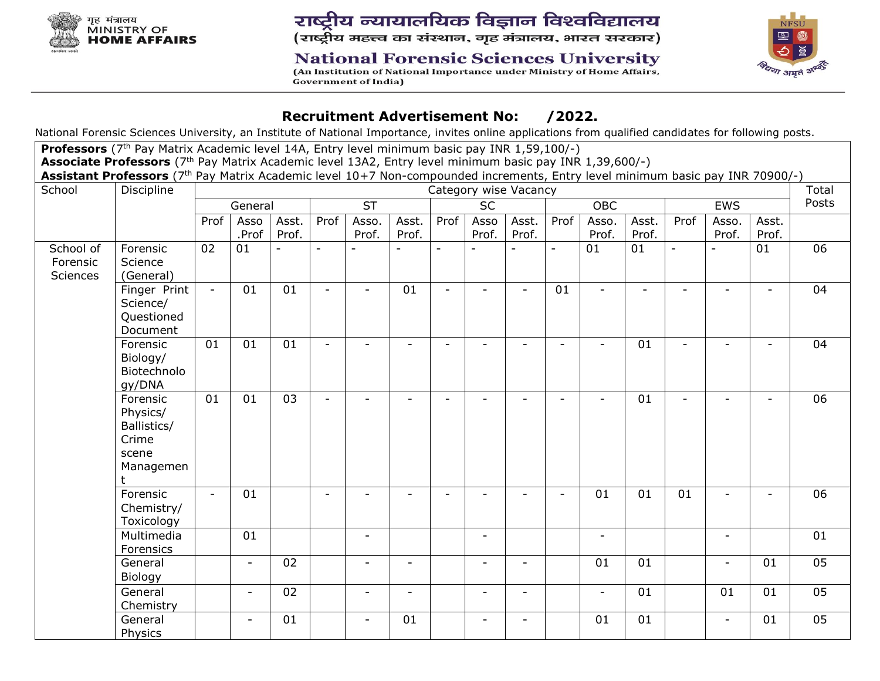गृह मंत्रालय
MINISTRY OF
**HOME AFFAIRS**

# राष्ट्रीय न्यायालयिक विज्ञान विश्वविद्यालय

(राष्ट्रीय महत्त्व का संस्थान, गृह मंत्रालय, भारत सरकार)

# National Forensic Sciences University

(An Institution of National Importance under Ministry of Home Affairs, Government of India)

## Recruitment Advertisement No: /2022.

National Forensic Sciences University, an Institute of National Importance, invites online applications from qualified candidates for following posts.

**Professors** (7th Pay Matrix Academic level 14A, Entry level minimum basic pay INR 1,59,100/-)
**Associate Professors** (7th Pay Matrix Academic level 13A2, Entry level minimum basic pay INR 1,39,600/-)
**Assistant Professors** (7th Pay Matrix Academic level 10+7 Non-compounded increments, Entry level minimum basic pay INR 70900/-)

| School | Discipline | Category wise Vacancy | | | | | | | | | | | | | | | Total Posts |
|---|---|---|---|---|---|---|---|---|---|---|---|---|---|---|---|---|---|
| | | General | | | ST | | | SC | | | OBC | | | EWS | | | |
| | | Prof | Asso .Prof | Asst. Prof. | Prof | Asso. Prof. | Asst. Prof. | Prof | Asso Prof. | Asst. Prof. | Prof | Asso. Prof. | Asst. Prof. | Prof | Asso. Prof. | Asst. Prof. | |
| School of Forensic Sciences | Forensic Science (General) | 02 | 01 | - | - | - | - | - | - | - | - | 01 | 01 | - | - | 01 | 06 |
| | Finger Print Science/ Questioned Document | - | 01 | 01 | - | - | 01 | - | - | - | 01 | - | - | - | - | - | 04 |
| | Forensic Biology/ Biotechnology/DNA | 01 | 01 | 01 | - | - | - | - | - | - | - | - | 01 | - | - | - | 04 |
| | Forensic Physics/ Ballistics/ Crime scene Management | 01 | 01 | 03 | - | - | - | - | - | - | - | - | 01 | - | - | - | 06 |
| | Forensic Chemistry/ Toxicology | - | 01 | | - | - | - | - | - | - | - | 01 | 01 | 01 | - | - | 06 |
| | Multimedia Forensics | | 01 | | | - | | | - | | | - | | | - | | 01 |
| | General Biology | | - | 02 | | - | - | | - | - | | 01 | 01 | | - | 01 | 05 |
| | General Chemistry | | - | 02 | | - | - | | - | - | | - | 01 | | 01 | 01 | 05 |
| | General Physics | | - | 01 | | - | 01 | | - | - | | 01 | 01 | | - | 01 | 05 |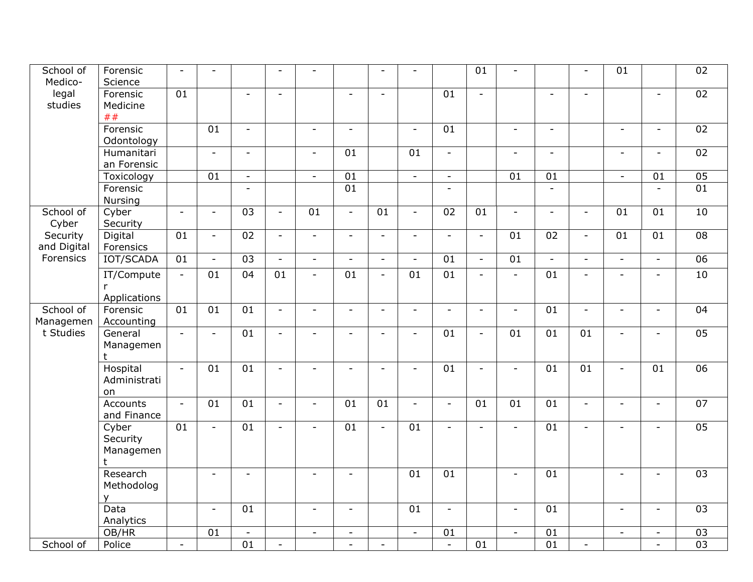| | | | | | | | | | | | | | | | | | |
|---|---|---|---|---|---|---|---|---|---|---|---|---|---|---|---|---|---|
| School of Medico-legal studies | Forensic Science | - | - | | - | - | | - | - | | 01 | - | | - | 01 | | 02 |
| | Forensic Medicine ## | 01 | | - | - | | - | - | | 01 | - | | - | - | | - | 02 |
| | Forensic Odontology | | 01 | - | | - | - | | - | 01 | | - | - | | - | - | 02 |
| | Humanitarian Forensic | | - | - | | - | 01 | | 01 | - | | - | - | | - | - | 02 |
| | Toxicology | | 01 | - | | - | 01 | | - | - | | 01 | 01 | | - | 01 | 05 |
| | Forensic Nursing | | | - | | | 01 | | | - | | | - | | | - | 01 |
| School of Cyber Security and Digital Forensics | Cyber Security | - | - | 03 | - | 01 | - | 01 | - | 02 | 01 | - | - | - | 01 | 01 | 10 |
| | Digital Forensics | 01 | - | 02 | - | - | - | - | - | - | - | 01 | 02 | - | 01 | 01 | 08 |
| | IOT/SCADA | 01 | - | 03 | - | - | - | - | - | 01 | - | 01 | - | - | - | - | 06 |
| | IT/Computer Applications | - | 01 | 04 | 01 | - | 01 | - | 01 | 01 | - | - | 01 | - | - | - | 10 |
| School of Management Studies | Forensic Accounting | 01 | 01 | 01 | - | - | - | - | - | - | - | - | 01 | - | - | - | 04 |
| | General Management | - | - | 01 | - | - | - | - | - | 01 | - | 01 | 01 | 01 | - | - | 05 |
| | Hospital Administration | - | 01 | 01 | - | - | - | - | - | 01 | - | - | 01 | 01 | - | 01 | 06 |
| | Accounts and Finance | - | 01 | 01 | - | - | 01 | 01 | - | - | 01 | 01 | 01 | - | - | - | 07 |
| | Cyber Security Management | 01 | - | 01 | - | - | 01 | - | 01 | - | - | - | 01 | - | - | - | 05 |
| | Research Methodology | | - | - | | - | - | | 01 | 01 | | - | 01 | | - | - | 03 |
| | Data Analytics | | - | 01 | | - | - | | 01 | - | | - | 01 | | - | - | 03 |
| | OB/HR | | 01 | - | | - | - | | - | 01 | | - | 01 | | - | - | 03 |
| School of | Police | - | | 01 | - | | - | - | | - | 01 | | 01 | - | | - | 03 |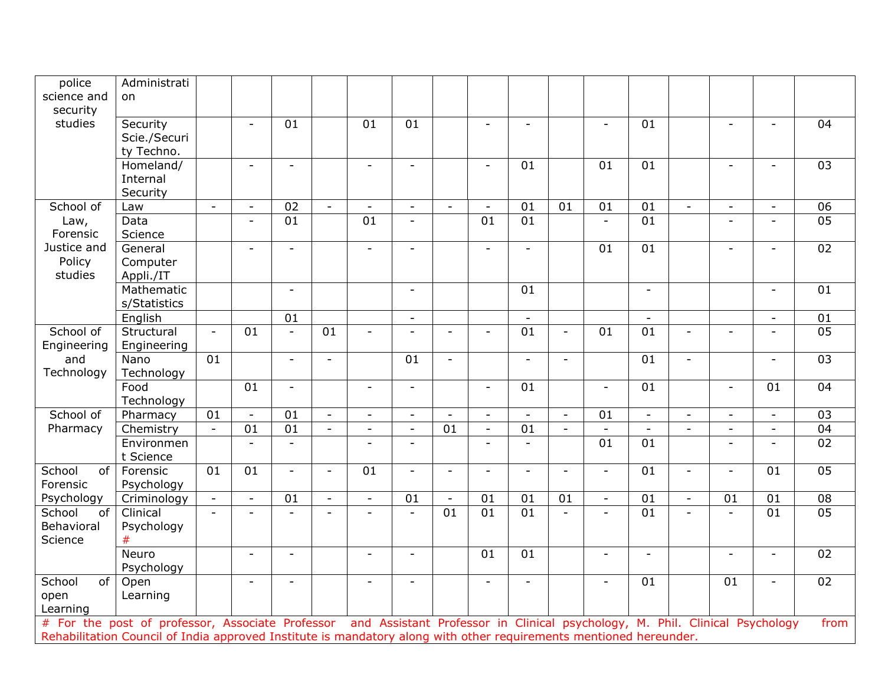| | | | | | | | | | | | | | | | | |
|---|---|---|---|---|---|---|---|---|---|---|---|---|---|---|---|---|
| police science and security studies | Administration | | | | | | | | | | | | | | | |
| | Security Scie./Security Techno. | | - | 01 | | 01 | 01 | | - | - | | - | 01 | | - | - | 04 |
| | Homeland/ Internal Security | | - | - | | - | - | | - | 01 | | 01 | 01 | | - | - | 03 |
| School of Law, Forensic Justice and Policy studies | Law | - | - | 02 | - | - | - | - | - | 01 | 01 | 01 | 01 | - | - | - | 06 |
| | Data Science | | - | 01 | | 01 | - | | 01 | 01 | | - | 01 | | - | - | 05 |
| | General Computer Appli./IT | | - | - | | - | - | | - | - | | 01 | 01 | | - | - | 02 |
| | Mathematics/Statistics | | | - | | | - | | | 01 | | | - | | | - | 01 |
| | English | | | 01 | | | - | | | - | | | - | | | - | 01 |
| School of Engineering and Technology | Structural Engineering | - | 01 | - | 01 | - | - | - | - | 01 | - | 01 | 01 | - | - | - | 05 |
| | Nano Technology | 01 | | - | - | | 01 | - | | - | - | | 01 | - | | - | 03 |
| | Food Technology | | 01 | - | | - | - | | - | 01 | | - | 01 | | - | 01 | 04 |
| School of Pharmacy | Pharmacy | 01 | - | 01 | - | - | - | - | - | - | - | 01 | - | - | - | - | 03 |
| | Chemistry | - | 01 | 01 | - | - | - | 01 | - | 01 | - | - | - | - | - | - | 04 |
| | Environment Science | | - | - | | - | - | | - | - | | 01 | 01 | | - | - | 02 |
| School of Forensic Psychology | Forensic Psychology | 01 | 01 | - | - | 01 | - | - | - | - | - | - | 01 | - | - | 01 | 05 |
| | Criminology | - | - | 01 | - | - | 01 | - | 01 | 01 | 01 | - | 01 | - | 01 | 01 | 08 |
| School of Behavioral Science | Clinical Psychology # | - | - | - | - | - | - | 01 | 01 | 01 | - | - | 01 | - | - | 01 | 05 |
| | Neuro Psychology | | - | - | | - | - | | 01 | 01 | | - | - | | - | - | 02 |
| School of open Learning | Open Learning | | - | - | | - | - | | - | - | | - | 01 | | 01 | - | 02 |

# For the post of professor, Associate Professor and Assistant Professor in Clinical psychology, M. Phil. Clinical Psychology from Rehabilitation Council of India approved Institute is mandatory along with other requirements mentioned hereunder.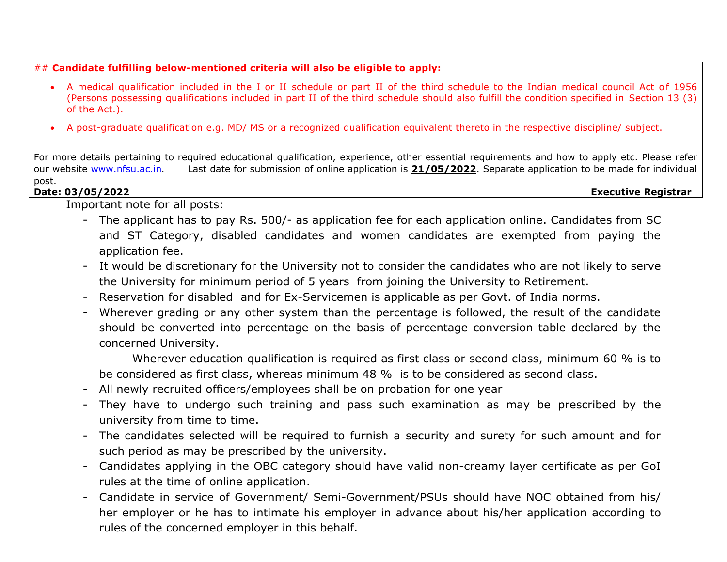## **Candidate fulfilling below-mentioned criteria will also be eligible to apply:**

- A medical qualification included in the I or II schedule or part II of the third schedule to the Indian medical council Act of 1956 (Persons possessing qualifications included in part II of the third schedule should also fulfill the condition specified in Section 13 (3) of the Act.).
- A post-graduate qualification e.g. MD/ MS or a recognized qualification equivalent thereto in the respective discipline/ subject.

For more details pertaining to required educational qualification, experience, other essential requirements and how to apply etc. Please refer our website www.nfsu.ac.in. Last date for submission of online application is **21/05/2022**. Separate application to be made for individual post.

**Date: 03/05/2022** **Executive Registrar**

Important note for all posts:

- The applicant has to pay Rs. 500/- as application fee for each application online. Candidates from SC and ST Category, disabled candidates and women candidates are exempted from paying the application fee.
- It would be discretionary for the University not to consider the candidates who are not likely to serve the University for minimum period of 5 years from joining the University to Retirement.
- Reservation for disabled and for Ex-Servicemen is applicable as per Govt. of India norms.
- Wherever grading or any other system than the percentage is followed, the result of the candidate should be converted into percentage on the basis of percentage conversion table declared by the concerned University.

  Wherever education qualification is required as first class or second class, minimum 60 % is to be considered as first class, whereas minimum 48 % is to be considered as second class.
- All newly recruited officers/employees shall be on probation for one year
- They have to undergo such training and pass such examination as may be prescribed by the university from time to time.
- The candidates selected will be required to furnish a security and surety for such amount and for such period as may be prescribed by the university.
- Candidates applying in the OBC category should have valid non-creamy layer certificate as per GoI rules at the time of online application.
- Candidate in service of Government/ Semi-Government/PSUs should have NOC obtained from his/ her employer or he has to intimate his employer in advance about his/her application according to rules of the concerned employer in this behalf.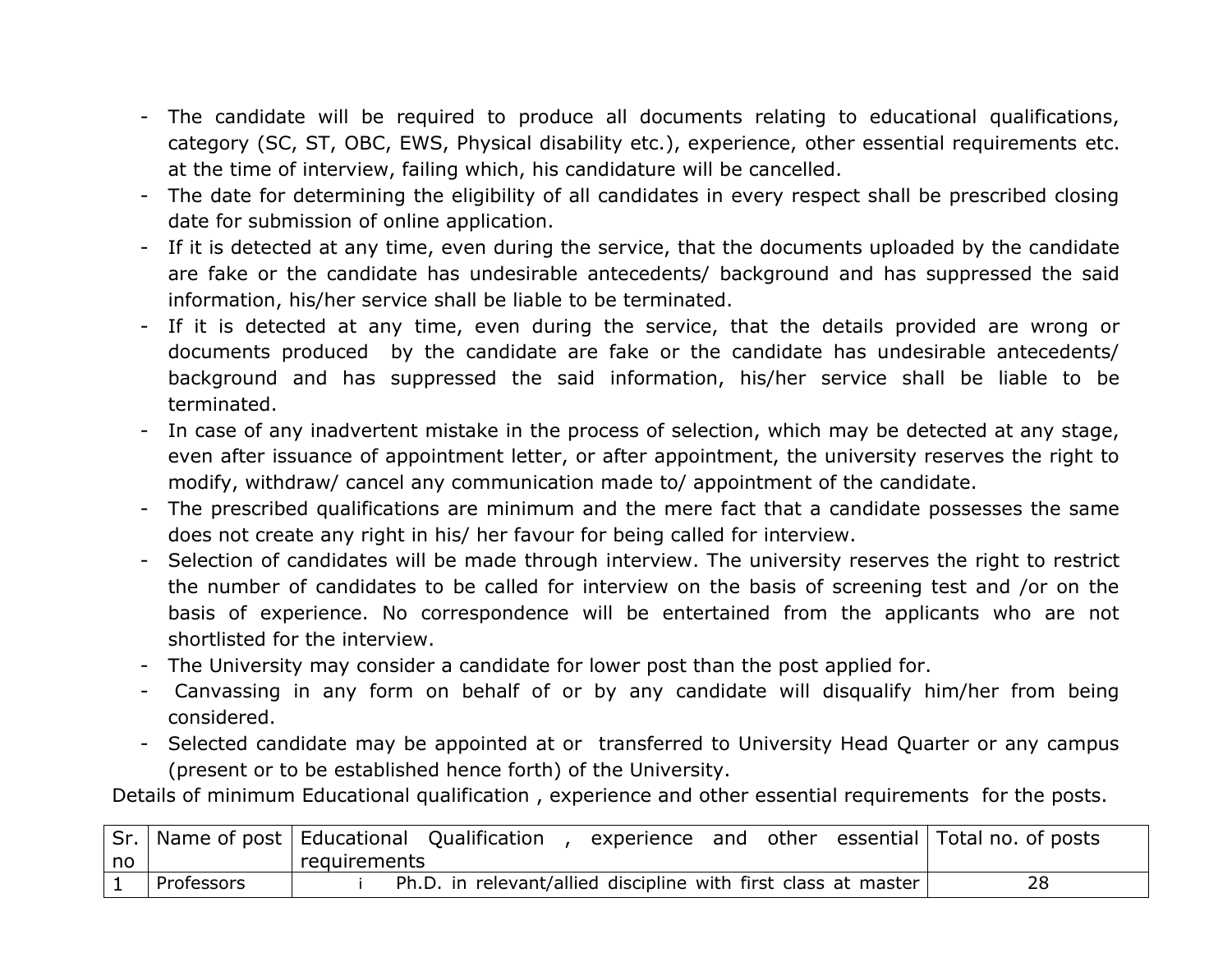- The candidate will be required to produce all documents relating to educational qualifications, category (SC, ST, OBC, EWS, Physical disability etc.), experience, other essential requirements etc. at the time of interview, failing which, his candidature will be cancelled.
- The date for determining the eligibility of all candidates in every respect shall be prescribed closing date for submission of online application.
- If it is detected at any time, even during the service, that the documents uploaded by the candidate are fake or the candidate has undesirable antecedents/ background and has suppressed the said information, his/her service shall be liable to be terminated.
- If it is detected at any time, even during the service, that the details provided are wrong or documents produced by the candidate are fake or the candidate has undesirable antecedents/ background and has suppressed the said information, his/her service shall be liable to be terminated.
- In case of any inadvertent mistake in the process of selection, which may be detected at any stage, even after issuance of appointment letter, or after appointment, the university reserves the right to modify, withdraw/ cancel any communication made to/ appointment of the candidate.
- The prescribed qualifications are minimum and the mere fact that a candidate possesses the same does not create any right in his/ her favour for being called for interview.
- Selection of candidates will be made through interview. The university reserves the right to restrict the number of candidates to be called for interview on the basis of screening test and /or on the basis of experience. No correspondence will be entertained from the applicants who are not shortlisted for the interview.
- The University may consider a candidate for lower post than the post applied for.
- Canvassing in any form on behalf of or by any candidate will disqualify him/her from being considered.
- Selected candidate may be appointed at or transferred to University Head Quarter or any campus (present or to be established hence forth) of the University.

Details of minimum Educational qualification , experience and other essential requirements for the posts.

| Sr. no | Name of post | Educational Qualification , experience and other essential requirements | Total no. of posts |
|---|---|---|---|
| 1 | Professors | i Ph.D. in relevant/allied discipline with first class at master | 28 |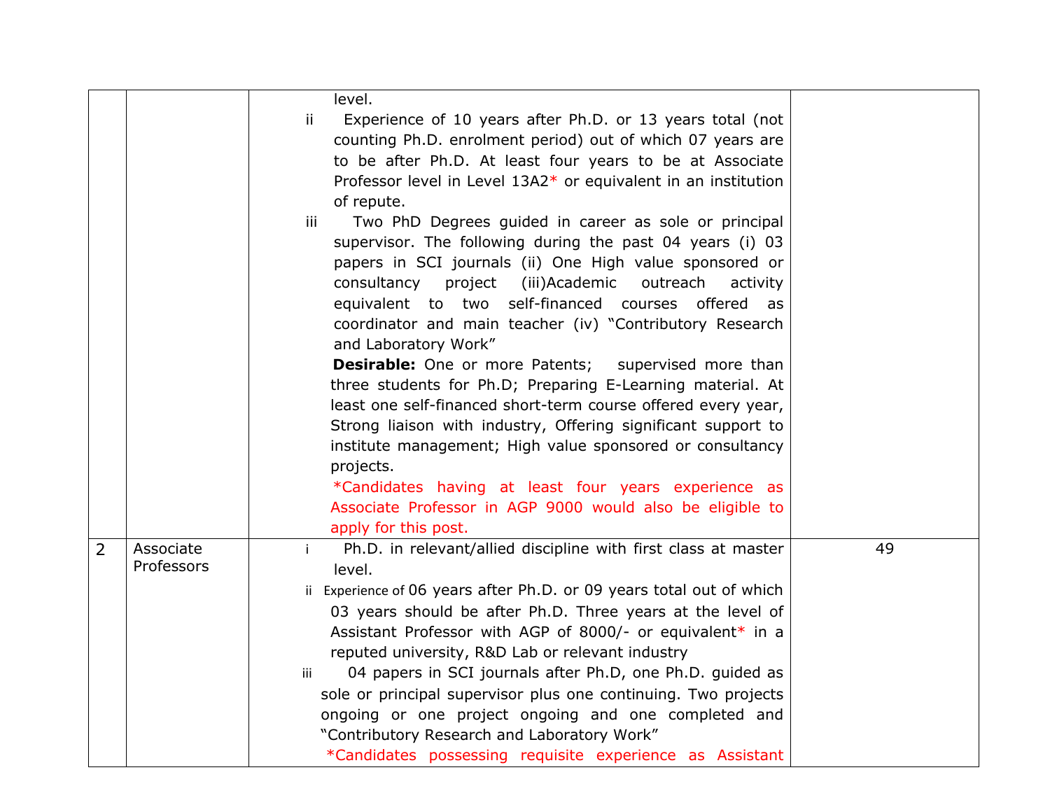| | | | |
|---|---|---|---|
| | | level.<br>ii Experience of 10 years after Ph.D. or 13 years total (not counting Ph.D. enrolment period) out of which 07 years are to be after Ph.D. At least four years to be at Associate Professor level in Level 13A2* or equivalent in an institution of repute.<br>iii Two PhD Degrees guided in career as sole or principal supervisor. The following during the past 04 years (i) 03 papers in SCI journals (ii) One High value sponsored or consultancy project (iii)Academic outreach activity equivalent to two self-financed courses offered as coordinator and main teacher (iv) "Contributory Research and Laboratory Work"<br>**Desirable:** One or more Patents; supervised more than three students for Ph.D; Preparing E-Learning material. At least one self-financed short-term course offered every year, Strong liaison with industry, Offering significant support to institute management; High value sponsored or consultancy projects.<br>*Candidates having at least four years experience as Associate Professor in AGP 9000 would also be eligible to apply for this post. | |
| 2 | Associate Professors | i Ph.D. in relevant/allied discipline with first class at master level.<br>ii Experience of 06 years after Ph.D. or 09 years total out of which 03 years should be after Ph.D. Three years at the level of Assistant Professor with AGP of 8000/- or equivalent* in a reputed university, R&D Lab or relevant industry<br>iii 04 papers in SCI journals after Ph.D, one Ph.D. guided as sole or principal supervisor plus one continuing. Two projects ongoing or one project ongoing and one completed and "Contributory Research and Laboratory Work"<br>*Candidates possessing requisite experience as Assistant | 49 |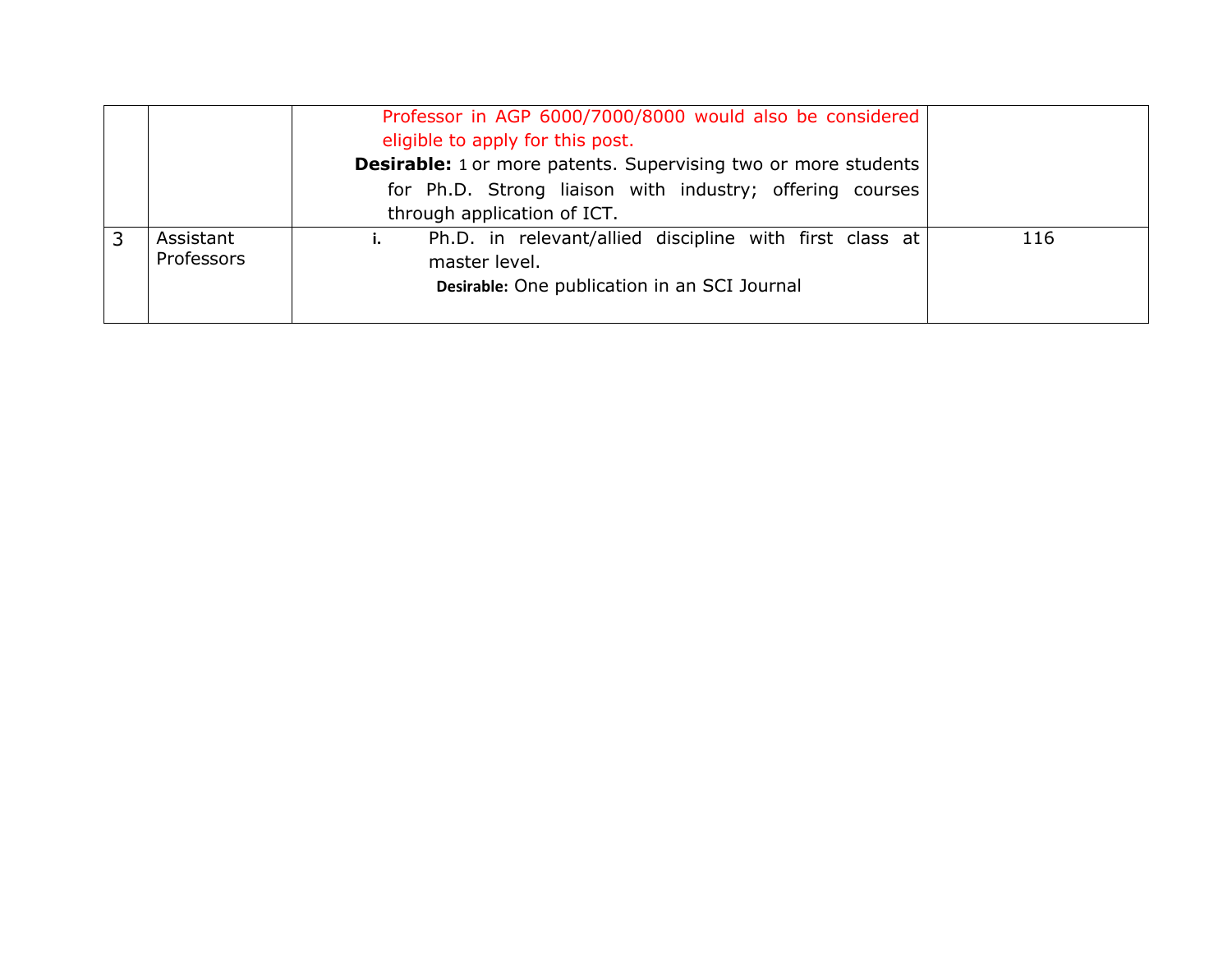| | | | |
|---|---|---|---|
| | | Professor in AGP 6000/7000/8000 would also be considered eligible to apply for this post.<br>**Desirable:** 1 or more patents. Supervising two or more students for Ph.D. Strong liaison with industry; offering courses through application of ICT. | |
| 3 | Assistant Professors | **i.** Ph.D. in relevant/allied discipline with first class at master level.<br>**Desirable:** One publication in an SCI Journal | 116 |